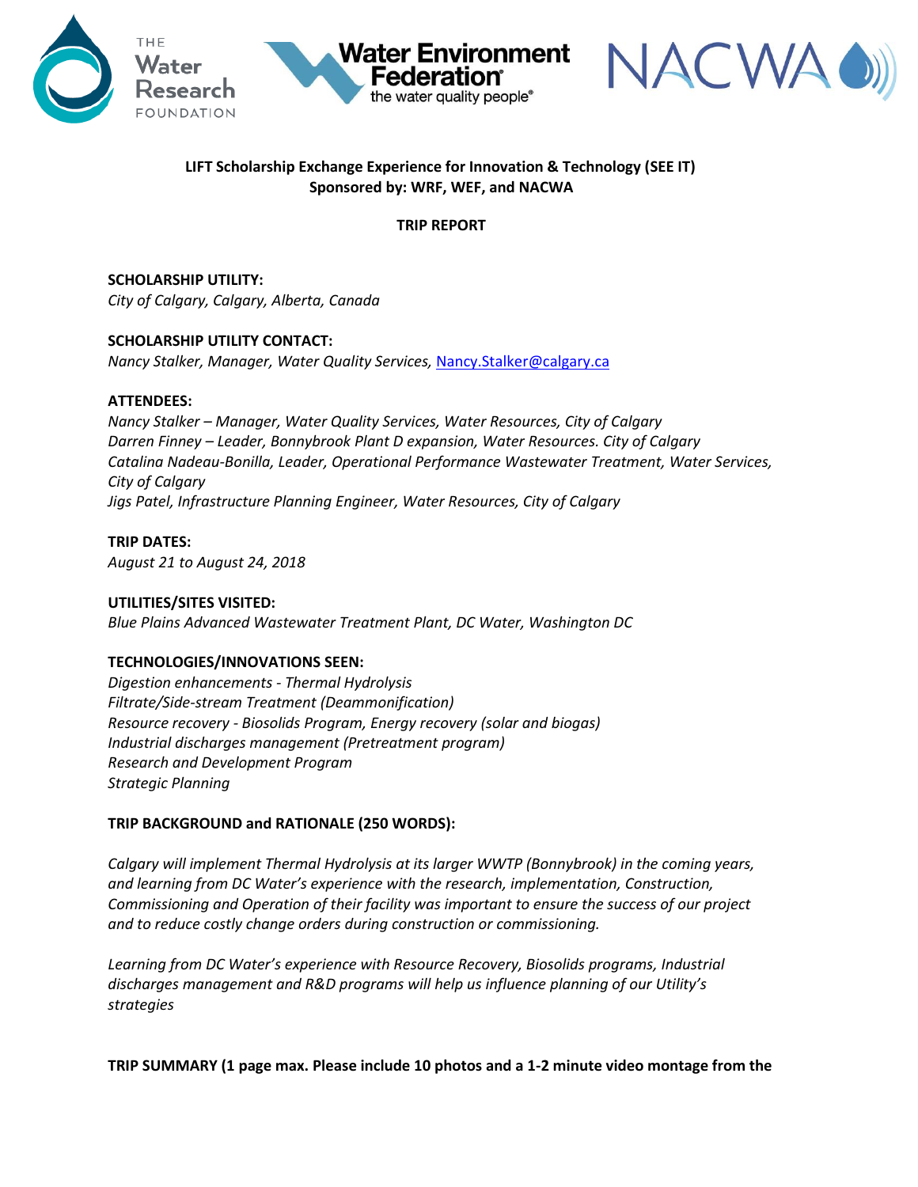**LIFT Scholarship Exchange Experience for Innovation & Technology (SEE IT)**
**Sponsored by: WRF, WEF, and NACWA**

**TRIP REPORT**

**SCHOLARSHIP UTILITY:**
*City of Calgary, Calgary, Alberta, Canada*

**SCHOLARSHIP UTILITY CONTACT:**
*Nancy Stalker, Manager, Water Quality Services, Nancy.Stalker@calgary.ca*

**ATTENDEES:**
*Nancy Stalker – Manager, Water Quality Services, Water Resources, City of Calgary*
*Darren Finney – Leader, Bonnybrook Plant D expansion, Water Resources. City of Calgary*
*Catalina Nadeau-Bonilla, Leader, Operational Performance Wastewater Treatment, Water Services, City of Calgary*
*Jigs Patel, Infrastructure Planning Engineer, Water Resources, City of Calgary*

**TRIP DATES:**
*August 21 to August 24, 2018*

**UTILITIES/SITES VISITED:**
*Blue Plains Advanced Wastewater Treatment Plant, DC Water, Washington DC*

**TECHNOLOGIES/INNOVATIONS SEEN:**
*Digestion enhancements - Thermal Hydrolysis*
*Filtrate/Side-stream Treatment (Deammonification)*
*Resource recovery - Biosolids Program, Energy recovery (solar and biogas)*
*Industrial discharges management (Pretreatment program)*
*Research and Development Program*
*Strategic Planning*

**TRIP BACKGROUND and RATIONALE (250 WORDS):**

*Calgary will implement Thermal Hydrolysis at its larger WWTP (Bonnybrook) in the coming years, and learning from DC Water's experience with the research, implementation, Construction, Commissioning and Operation of their facility was important to ensure the success of our project and to reduce costly change orders during construction or commissioning.*

*Learning from DC Water's experience with Resource Recovery, Biosolids programs, Industrial discharges management and R&D programs will help us influence planning of our Utility's strategies*

**TRIP SUMMARY (1 page max. Please include 10 photos and a 1-2 minute video montage from the**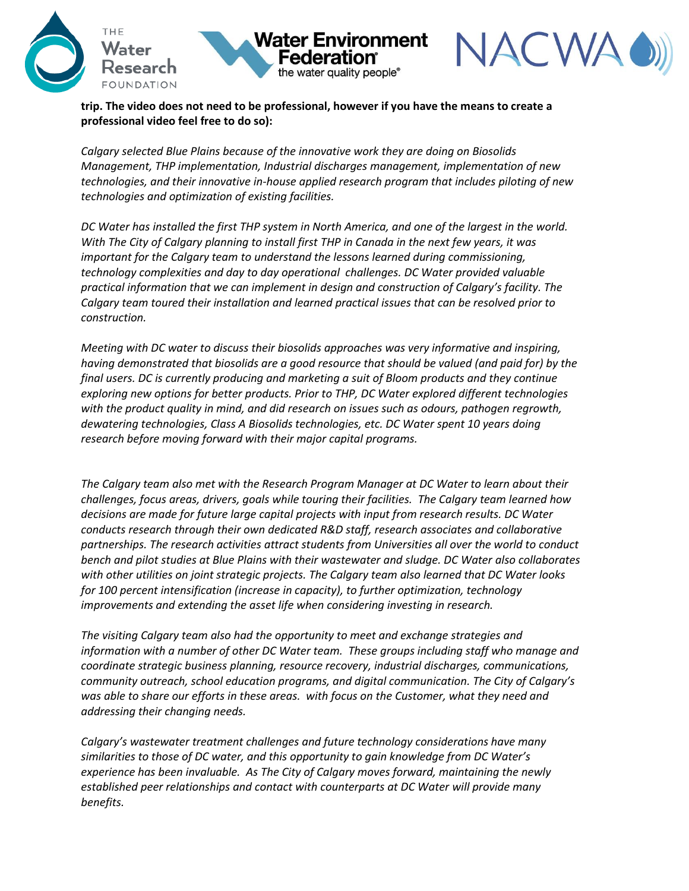**trip. The video does not need to be professional, however if you have the means to create a professional video feel free to do so):**

*Calgary selected Blue Plains because of the innovative work they are doing on Biosolids Management, THP implementation, Industrial discharges management, implementation of new technologies, and their innovative in-house applied research program that includes piloting of new technologies and optimization of existing facilities.*

*DC Water has installed the first THP system in North America, and one of the largest in the world. With The City of Calgary planning to install first THP in Canada in the next few years, it was important for the Calgary team to understand the lessons learned during commissioning, technology complexities and day to day operational challenges. DC Water provided valuable practical information that we can implement in design and construction of Calgary's facility. The Calgary team toured their installation and learned practical issues that can be resolved prior to construction.*

*Meeting with DC water to discuss their biosolids approaches was very informative and inspiring, having demonstrated that biosolids are a good resource that should be valued (and paid for) by the final users. DC is currently producing and marketing a suit of Bloom products and they continue exploring new options for better products. Prior to THP, DC Water explored different technologies with the product quality in mind, and did research on issues such as odours, pathogen regrowth, dewatering technologies, Class A Biosolids technologies, etc. DC Water spent 10 years doing research before moving forward with their major capital programs.*

*The Calgary team also met with the Research Program Manager at DC Water to learn about their challenges, focus areas, drivers, goals while touring their facilities. The Calgary team learned how decisions are made for future large capital projects with input from research results. DC Water conducts research through their own dedicated R&D staff, research associates and collaborative partnerships. The research activities attract students from Universities all over the world to conduct bench and pilot studies at Blue Plains with their wastewater and sludge. DC Water also collaborates with other utilities on joint strategic projects. The Calgary team also learned that DC Water looks for 100 percent intensification (increase in capacity), to further optimization, technology improvements and extending the asset life when considering investing in research.*

*The visiting Calgary team also had the opportunity to meet and exchange strategies and information with a number of other DC Water team. These groups including staff who manage and coordinate strategic business planning, resource recovery, industrial discharges, communications, community outreach, school education programs, and digital communication. The City of Calgary's was able to share our efforts in these areas. with focus on the Customer, what they need and addressing their changing needs.*

*Calgary's wastewater treatment challenges and future technology considerations have many similarities to those of DC water, and this opportunity to gain knowledge from DC Water's experience has been invaluable. As The City of Calgary moves forward, maintaining the newly established peer relationships and contact with counterparts at DC Water will provide many benefits.*